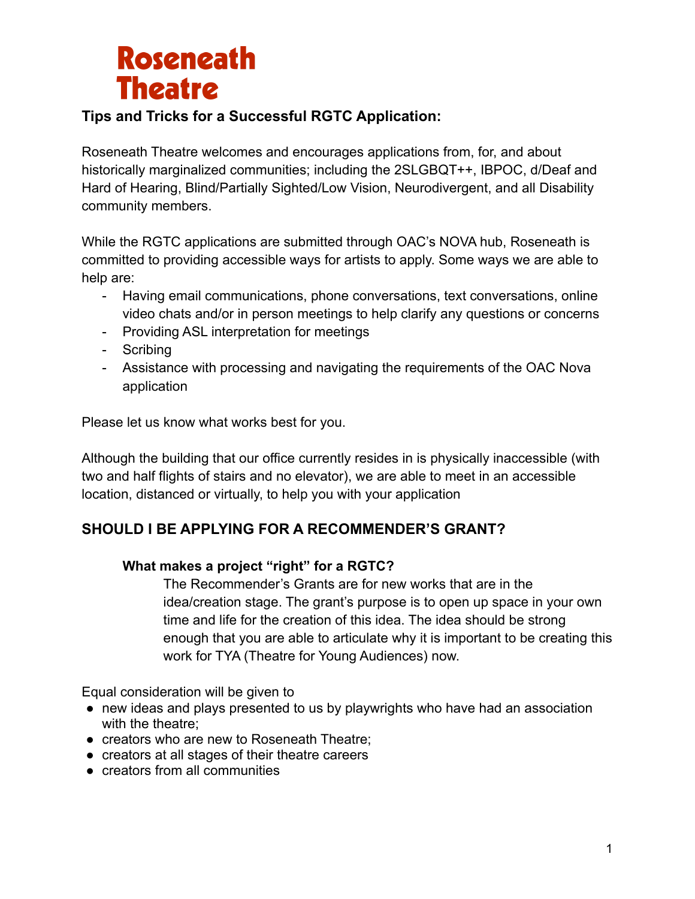# Roseneath Theatre

### Tips and Tricks for a Successful RGTC Application:

Roseneath Theatre welcomes and encourages applications from, for, and about historically marginalized communities; including the 2SLGBQT++, IBPOC, d/Deaf and Hard of Hearing, Blind/Partially Sighted/Low Vision, Neurodivergent, and all Disability community members.

While the RGTC applications are submitted through OAC's NOVA hub, Roseneath is committed to providing accessible ways for artists to apply. Some ways we are able to help are:

- Having email communications, phone conversations, text conversations, online video chats and/or in person meetings to help clarify any questions or concerns
- Providing ASL interpretation for meetings
- Scribing
- Assistance with processing and navigating the requirements of the OAC Nova application

Please let us know what works best for you.

Although the building that our office currently resides in is physically inaccessible (with two and half flights of stairs and no elevator), we are able to meet in an accessible location, distanced or virtually, to help you with your application

## SHOULD I BE APPLYING FOR A RECOMMENDER'S GRANT?

### What makes a project "right" for a RGTC?

The Recommender's Grants are for new works that are in the idea/creation stage. The grant's purpose is to open up space in your own time and life for the creation of this idea. The idea should be strong enough that you are able to articulate why it is important to be creating this work for TYA (Theatre for Young Audiences) now.

Equal consideration will be given to

- new ideas and plays presented to us by playwrights who have had an association with the theatre;
- creators who are new to Roseneath Theatre;
- creators at all stages of their theatre careers
- creators from all communities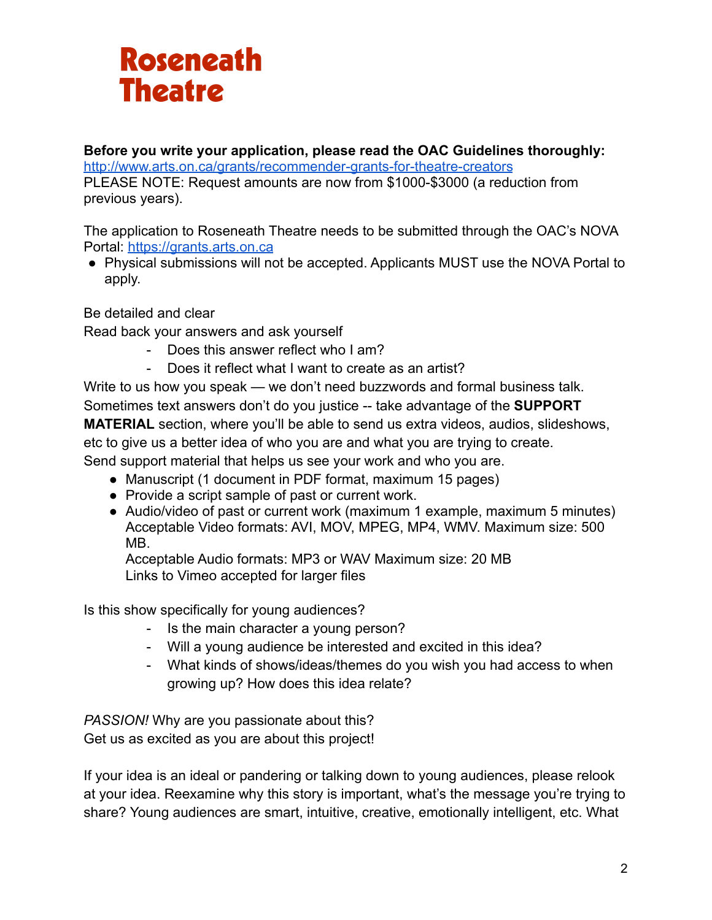# Roseneath Theatre

**Before you write your application, please read the OAC Guidelines thoroughly:**
[http://www.arts.on.ca/grants/recommender-grants-for-theatre-creators](http://www.arts.on.ca/grants/recommender-grants-for-theatre-creators)
PLEASE NOTE: Request amounts are now from $1000-$3000 (a reduction from previous years).

The application to Roseneath Theatre needs to be submitted through the OAC's NOVA Portal: [https://grants.arts.on.ca](https://grants.arts.on.ca)

- Physical submissions will not be accepted. Applicants MUST use the NOVA Portal to apply.

Be detailed and clear
Read back your answers and ask yourself

- Does this answer reflect who I am?
- Does it reflect what I want to create as an artist?

Write to us how you speak — we don't need buzzwords and formal business talk.
Sometimes text answers don't do you justice -- take advantage of the **SUPPORT MATERIAL** section, where you'll be able to send us extra videos, audios, slideshows, etc to give us a better idea of who you are and what you are trying to create.
Send support material that helps us see your work and who you are.

- Manuscript (1 document in PDF format, maximum 15 pages)
- Provide a script sample of past or current work.
- Audio/video of past or current work (maximum 1 example, maximum 5 minutes)
  Acceptable Video formats: AVI, MOV, MPEG, MP4, WMV. Maximum size: 500 MB.
  Acceptable Audio formats: MP3 or WAV Maximum size: 20 MB
  Links to Vimeo accepted for larger files

Is this show specifically for young audiences?

- Is the main character a young person?
- Will a young audience be interested and excited in this idea?
- What kinds of shows/ideas/themes do you wish you had access to when growing up? How does this idea relate?

*PASSION!* Why are you passionate about this?
Get us as excited as you are about this project!

If your idea is an ideal or pandering or talking down to young audiences, please relook at your idea. Reexamine why this story is important, what's the message you're trying to share? Young audiences are smart, intuitive, creative, emotionally intelligent, etc. What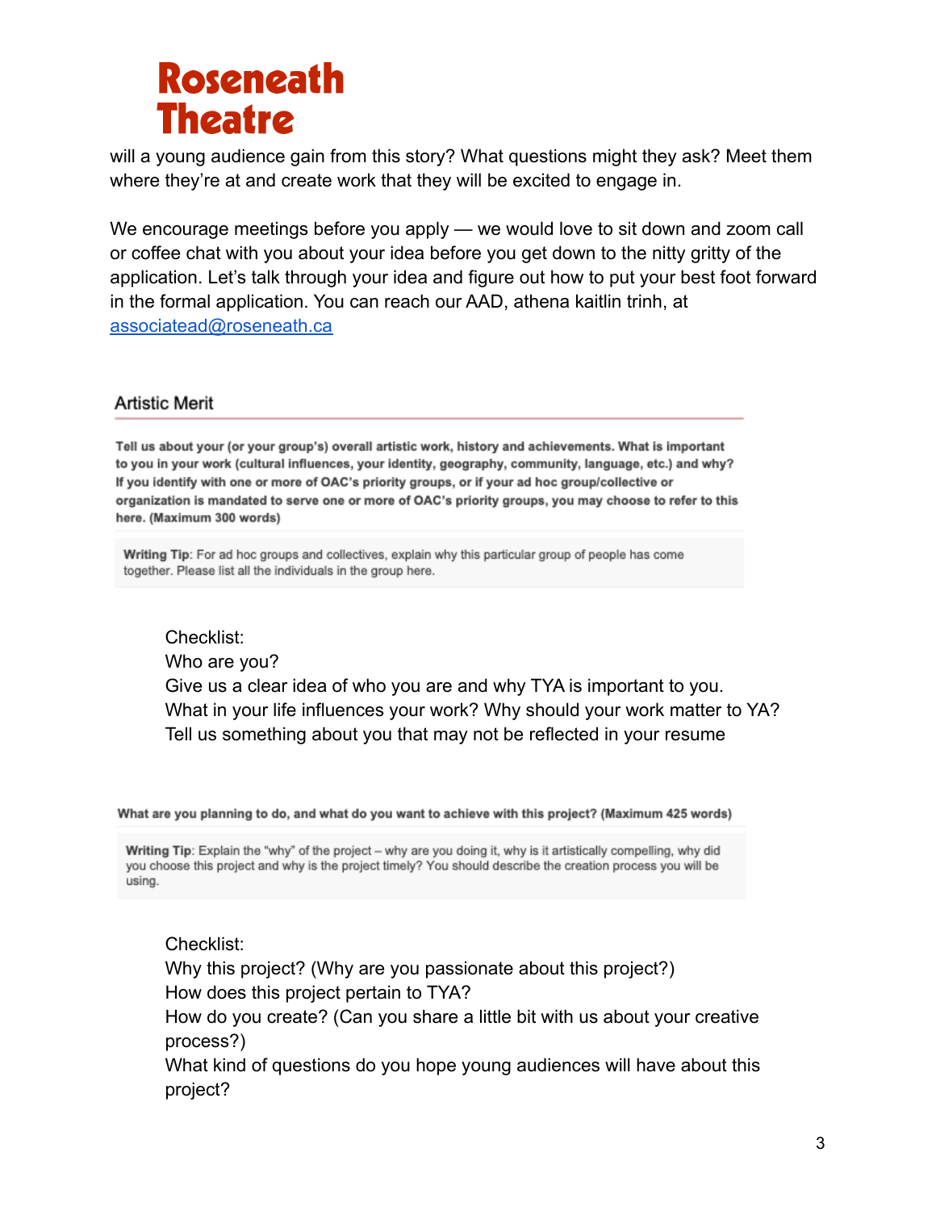# Roseneath Theatre

will a young audience gain from this story? What questions might they ask? Meet them where they're at and create work that they will be excited to engage in.

We encourage meetings before you apply — we would love to sit down and zoom call or coffee chat with you about your idea before you get down to the nitty gritty of the application. Let's talk through your idea and figure out how to put your best foot forward in the formal application. You can reach our AAD, athena kaitlin trinh, at associatead@roseneath.ca

## Artistic Merit

**Tell us about your (or your group's) overall artistic work, history and achievements. What is important to you in your work (cultural influences, your identity, geography, community, language, etc.) and why? If you identify with one or more of OAC's priority groups, or if your ad hoc group/collective or organization is mandated to serve one or more of OAC's priority groups, you may choose to refer to this here. (Maximum 300 words)**

**Writing Tip**: For ad hoc groups and collectives, explain why this particular group of people has come together. Please list all the individuals in the group here.

Checklist:
Who are you?
Give us a clear idea of who you are and why TYA is important to you.
What in your life influences your work? Why should your work matter to YA?
Tell us something about you that may not be reflected in your resume

**What are you planning to do, and what do you want to achieve with this project? (Maximum 425 words)**

**Writing Tip**: Explain the "why" of the project – why are you doing it, why is it artistically compelling, why did you choose this project and why is the project timely? You should describe the creation process you will be using.

Checklist:
Why this project? (Why are you passionate about this project?)
How does this project pertain to TYA?
How do you create? (Can you share a little bit with us about your creative process?)
What kind of questions do you hope young audiences will have about this project?